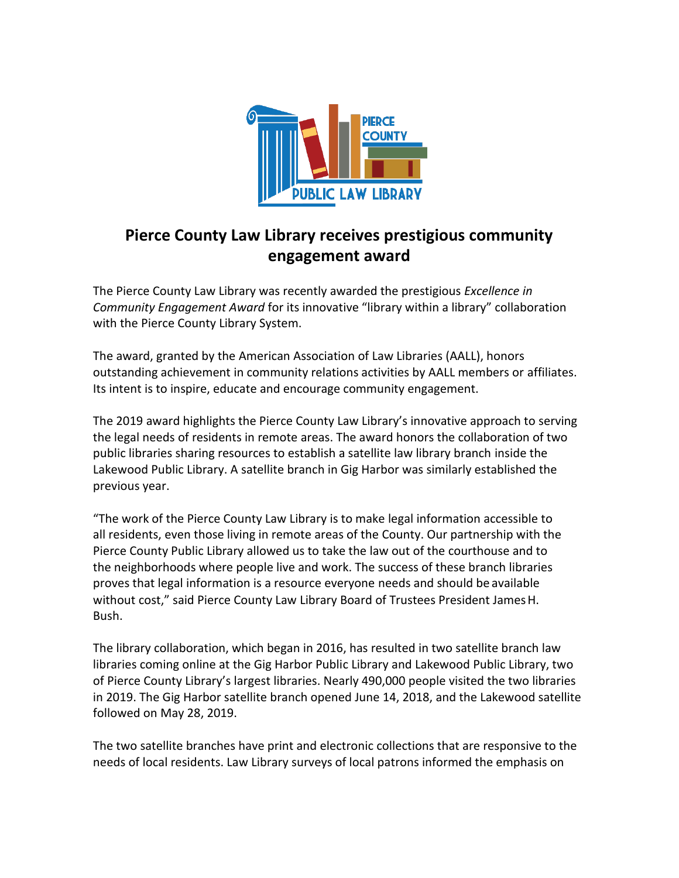# Pierce County Law Library receives prestigious community engagement award

The Pierce County Law Library was recently awarded the prestigious *Excellence in Community Engagement Award* for its innovative “library within a library” collaboration with the Pierce County Library System.

The award, granted by the American Association of Law Libraries (AALL), honors outstanding achievement in community relations activities by AALL members or affiliates. Its intent is to inspire, educate and encourage community engagement.

The 2019 award highlights the Pierce County Law Library’s innovative approach to serving the legal needs of residents in remote areas. The award honors the collaboration of two public libraries sharing resources to establish a satellite law library branch inside the Lakewood Public Library. A satellite branch in Gig Harbor was similarly established the previous year.

“The work of the Pierce County Law Library is to make legal information accessible to all residents, even those living in remote areas of the County. Our partnership with the Pierce County Public Library allowed us to take the law out of the courthouse and to the neighborhoods where people live and work. The success of these branch libraries proves that legal information is a resource everyone needs and should be available without cost,” said Pierce County Law Library Board of Trustees President James H. Bush.

The library collaboration, which began in 2016, has resulted in two satellite branch law libraries coming online at the Gig Harbor Public Library and Lakewood Public Library, two of Pierce County Library’s largest libraries. Nearly 490,000 people visited the two libraries in 2019. The Gig Harbor satellite branch opened June 14, 2018, and the Lakewood satellite followed on May 28, 2019.

The two satellite branches have print and electronic collections that are responsive to the needs of local residents. Law Library surveys of local patrons informed the emphasis on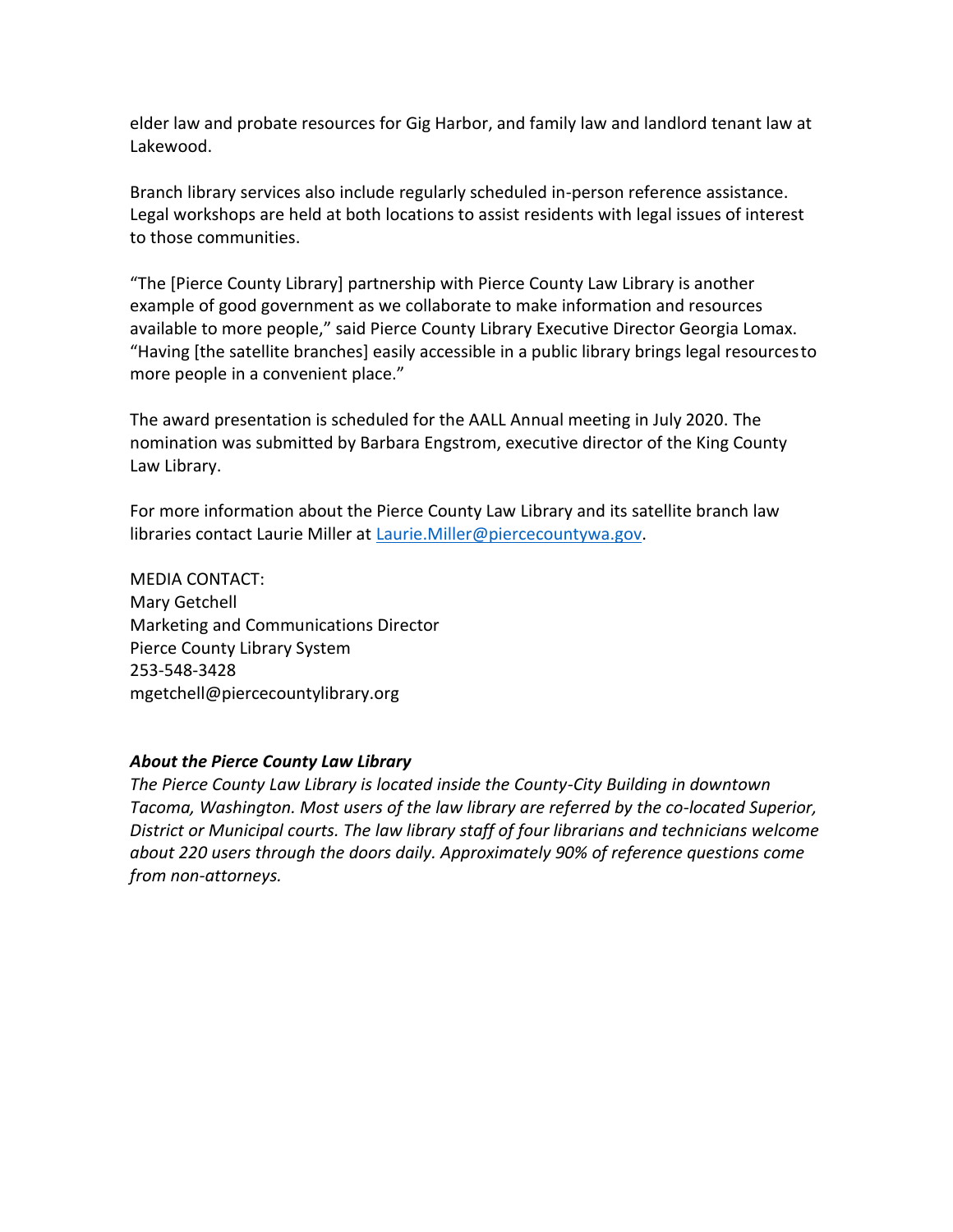elder law and probate resources for Gig Harbor, and family law and landlord tenant law at Lakewood.

Branch library services also include regularly scheduled in-person reference assistance. Legal workshops are held at both locations to assist residents with legal issues of interest to those communities.

"The [Pierce County Library] partnership with Pierce County Law Library is another example of good government as we collaborate to make information and resources available to more people," said Pierce County Library Executive Director Georgia Lomax. "Having [the satellite branches] easily accessible in a public library brings legal resources to more people in a convenient place."

The award presentation is scheduled for the AALL Annual meeting in July 2020. The nomination was submitted by Barbara Engstrom, executive director of the King County Law Library.

For more information about the Pierce County Law Library and its satellite branch law libraries contact Laurie Miller at [Laurie.Miller@piercecountywa.gov](mailto:Laurie.Miller@piercecountywa.gov).

MEDIA CONTACT:
Mary Getchell
Marketing and Communications Director
Pierce County Library System
253-548-3428
mgetchell@piercecountylibrary.org

***About the Pierce County Law Library***

*The Pierce County Law Library is located inside the County-City Building in downtown Tacoma, Washington. Most users of the law library are referred by the co-located Superior, District or Municipal courts. The law library staff of four librarians and technicians welcome about 220 users through the doors daily. Approximately 90% of reference questions come from non-attorneys.*